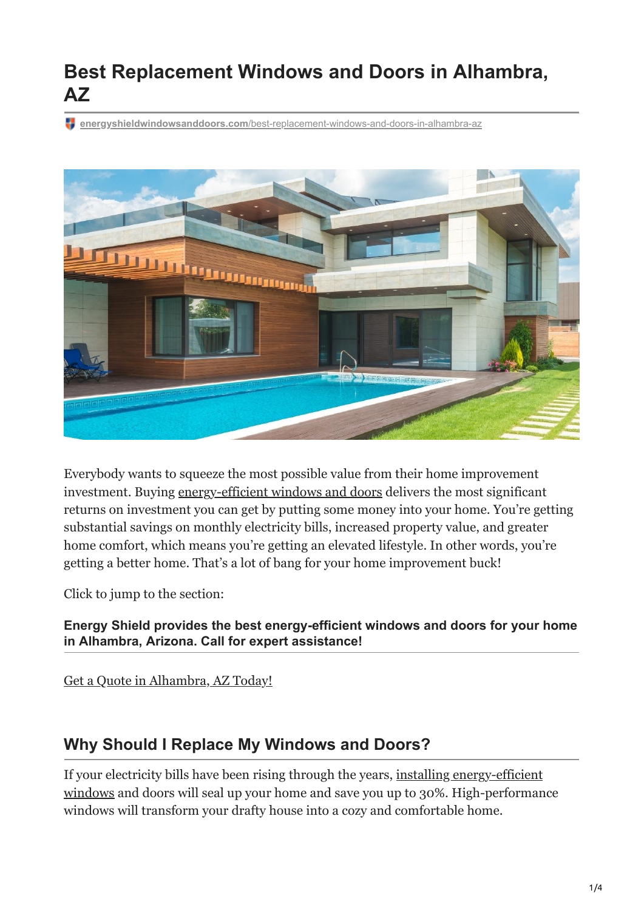# Best Replacement Windows and Doors in Alhambra, AZ

energyshieldwindowsanddoors.com/best-replacement-windows-and-doors-in-alhambra-az

Everybody wants to squeeze the most possible value from their home improvement investment. Buying energy-efficient windows and doors delivers the most significant returns on investment you can get by putting some money into your home. You're getting substantial savings on monthly electricity bills, increased property value, and greater home comfort, which means you're getting an elevated lifestyle. In other words, you're getting a better home. That's a lot of bang for your home improvement buck!

Click to jump to the section:

**Energy Shield provides the best energy-efficient windows and doors for your home in Alhambra, Arizona. Call for expert assistance!**

Get a Quote in Alhambra, AZ Today!

## Why Should I Replace My Windows and Doors?

If your electricity bills have been rising through the years, installing energy-efficient windows and doors will seal up your home and save you up to 30%. High-performance windows will transform your drafty house into a cozy and comfortable home.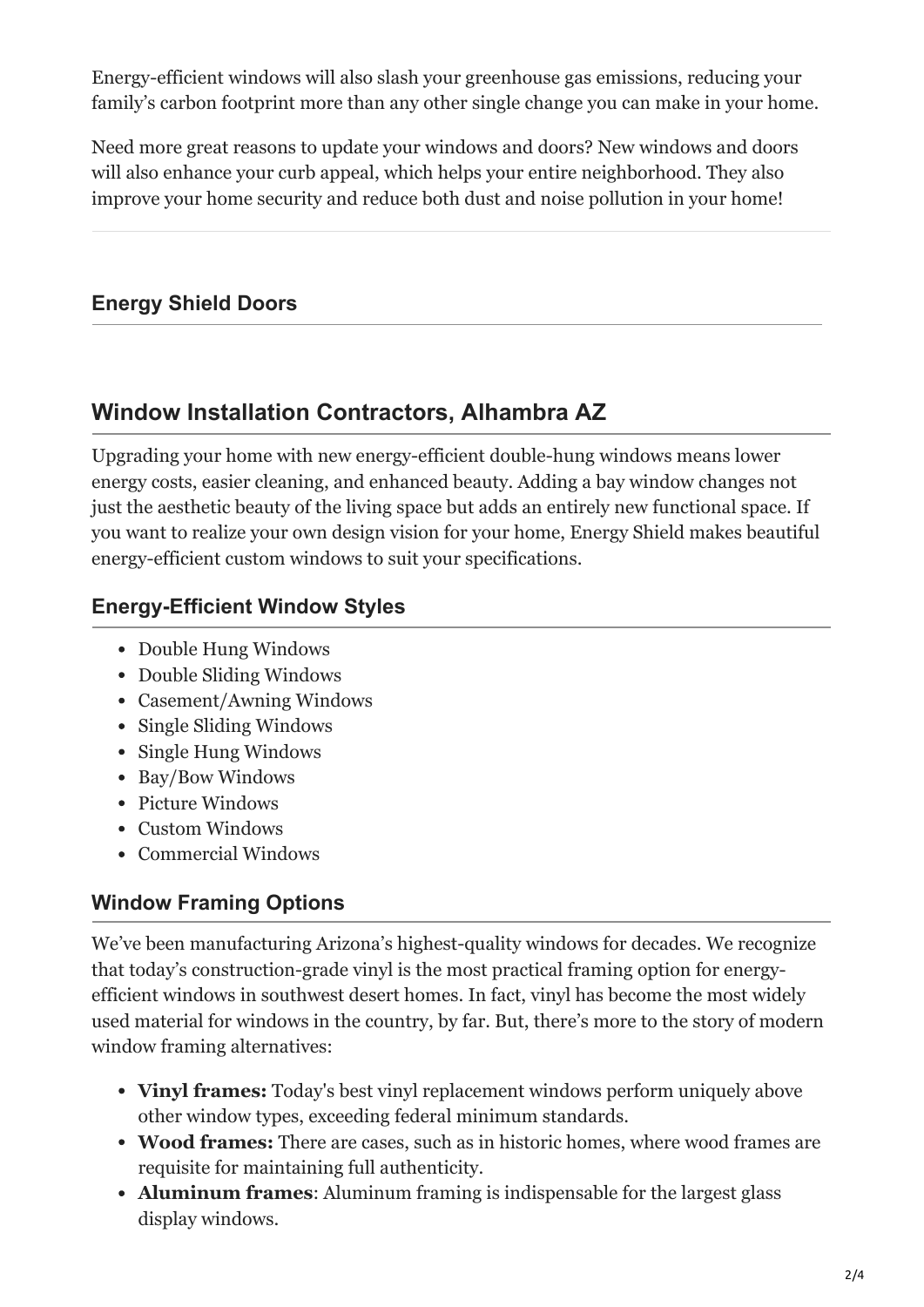Energy-efficient windows will also slash your greenhouse gas emissions, reducing your family's carbon footprint more than any other single change you can make in your home.

Need more great reasons to update your windows and doors? New windows and doors will also enhance your curb appeal, which helps your entire neighborhood. They also improve your home security and reduce both dust and noise pollution in your home!

---

### Energy Shield Doors

## Window Installation Contractors, Alhambra AZ

Upgrading your home with new energy-efficient double-hung windows means lower energy costs, easier cleaning, and enhanced beauty. Adding a bay window changes not just the aesthetic beauty of the living space but adds an entirely new functional space. If you want to realize your own design vision for your home, Energy Shield makes beautiful energy-efficient custom windows to suit your specifications.

### Energy-Efficient Window Styles

- Double Hung Windows
- Double Sliding Windows
- Casement/Awning Windows
- Single Sliding Windows
- Single Hung Windows
- Bay/Bow Windows
- Picture Windows
- Custom Windows
- Commercial Windows

### Window Framing Options

We've been manufacturing Arizona's highest-quality windows for decades. We recognize that today's construction-grade vinyl is the most practical framing option for energy-efficient windows in southwest desert homes. In fact, vinyl has become the most widely used material for windows in the country, by far. But, there's more to the story of modern window framing alternatives:

- **Vinyl frames:** Today's best vinyl replacement windows perform uniquely above other window types, exceeding federal minimum standards.
- **Wood frames:** There are cases, such as in historic homes, where wood frames are requisite for maintaining full authenticity.
- **Aluminum frames**: Aluminum framing is indispensable for the largest glass display windows.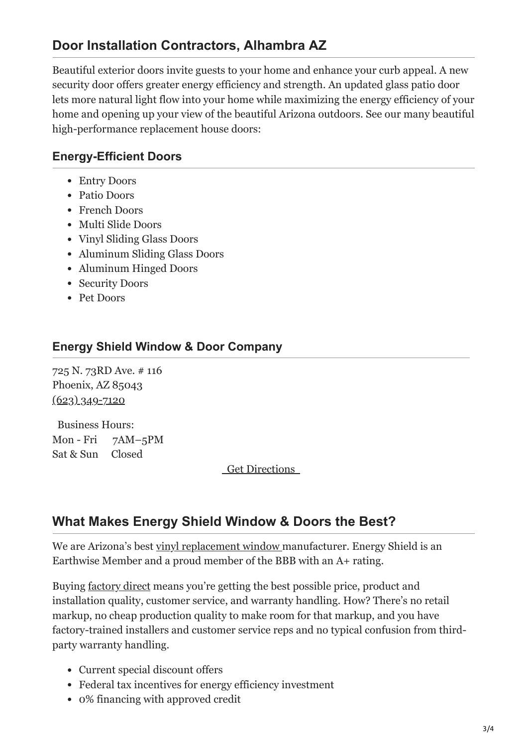## Door Installation Contractors, Alhambra AZ

Beautiful exterior doors invite guests to your home and enhance your curb appeal. A new security door offers greater energy efficiency and strength. An updated glass patio door lets more natural light flow into your home while maximizing the energy efficiency of your home and opening up your view of the beautiful Arizona outdoors. See our many beautiful high-performance replacement house doors:

### Energy-Efficient Doors

- Entry Doors
- Patio Doors
- French Doors
- Multi Slide Doors
- Vinyl Sliding Glass Doors
- Aluminum Sliding Glass Doors
- Aluminum Hinged Doors
- Security Doors
- Pet Doors

### Energy Shield Window & Door Company

725 N. 73RD Ave. # 116
Phoenix, AZ 85043
(623) 349-7120

Business Hours:
Mon - Fri 7AM–5PM
Sat & Sun Closed

Get Directions

## What Makes Energy Shield Window & Doors the Best?

We are Arizona's best vinyl replacement window manufacturer. Energy Shield is an Earthwise Member and a proud member of the BBB with an A+ rating.

Buying factory direct means you're getting the best possible price, product and installation quality, customer service, and warranty handling. How? There's no retail markup, no cheap production quality to make room for that markup, and you have factory-trained installers and customer service reps and no typical confusion from third-party warranty handling.

- Current special discount offers
- Federal tax incentives for energy efficiency investment
- 0% financing with approved credit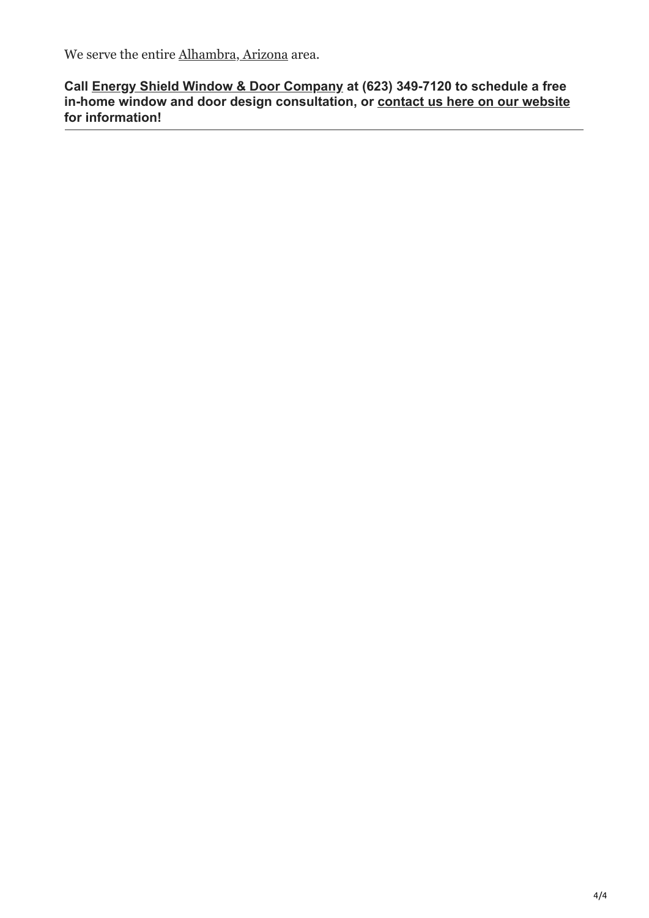We serve the entire Alhambra, Arizona area.

**Call Energy Shield Window & Door Company at (623) 349-7120 to schedule a free in-home window and door design consultation, or contact us here on our website for information!**

---